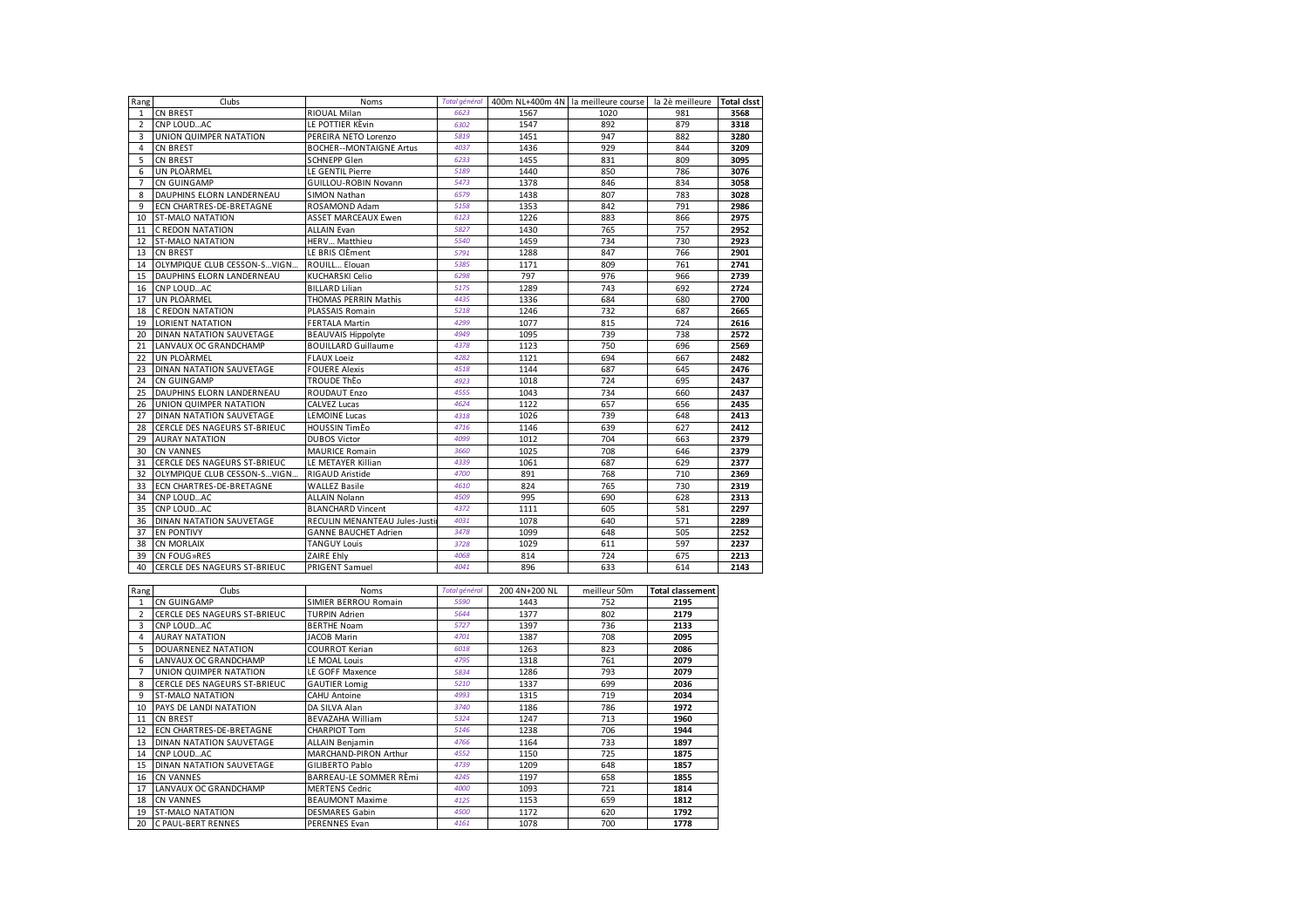| Rang | Clubs | Noms | Total général | 400m NL+400m 4N | la meilleure course | la 2è meilleure | Total clsst |
|---|---|---|---|---|---|---|---|
| 1 | CN BREST | RIOUAL Milan | 6623 | 1567 | 1020 | 981 | 3568 |
| 2 | CNP LOUD...AC | LE POTTIER KÈvin | 6302 | 1547 | 892 | 879 | 3318 |
| 3 | UNION QUIMPER NATATION | PEREIRA NETO Lorenzo | 5819 | 1451 | 947 | 882 | 3280 |
| 4 | CN BREST | BOCHER--MONTAIGNE Artus | 4037 | 1436 | 929 | 844 | 3209 |
| 5 | CN BREST | SCHNEPP Glen | 6233 | 1455 | 831 | 809 | 3095 |
| 6 | UN PLOÀRMEL | LE GENTIL Pierre | 5189 | 1440 | 850 | 786 | 3076 |
| 7 | CN GUINGAMP | GUILLOU-ROBIN Novann | 5473 | 1378 | 846 | 834 | 3058 |
| 8 | DAUPHINS ELORN LANDERNEAU | SIMON Nathan | 6579 | 1438 | 807 | 783 | 3028 |
| 9 | ECN CHARTRES-DE-BRETAGNE | ROSAMOND Adam | 5158 | 1353 | 842 | 791 | 2986 |
| 10 | ST-MALO NATATION | ASSET MARCEAUX Ewen | 6123 | 1226 | 883 | 866 | 2975 |
| 11 | C REDON NATATION | ALLAIN Evan | 5827 | 1430 | 765 | 757 | 2952 |
| 12 | ST-MALO NATATION | HERV... Matthieu | 5540 | 1459 | 734 | 730 | 2923 |
| 13 | CN BREST | LE BRIS ClÈment | 5791 | 1288 | 847 | 766 | 2901 |
| 14 | OLYMPIQUE CLUB CESSON-S...VIGN... | ROUILL... Elouan | 5385 | 1171 | 809 | 761 | 2741 |
| 15 | DAUPHINS ELORN LANDERNEAU | KUCHARSKI Celio | 6298 | 797 | 976 | 966 | 2739 |
| 16 | CNP LOUD...AC | BILLARD Lilian | 5175 | 1289 | 743 | 692 | 2724 |
| 17 | UN PLOÀRMEL | THOMAS PERRIN Mathis | 4435 | 1336 | 684 | 680 | 2700 |
| 18 | C REDON NATATION | PLASSAIS Romain | 5218 | 1246 | 732 | 687 | 2665 |
| 19 | LORIENT NATATION | FERTALA Martin | 4299 | 1077 | 815 | 724 | 2616 |
| 20 | DINAN NATATION SAUVETAGE | BEAUVAIS Hippolyte | 4949 | 1095 | 739 | 738 | 2572 |
| 21 | LANVAUX OC GRANDCHAMP | BOUILLARD Guillaume | 4378 | 1123 | 750 | 696 | 2569 |
| 22 | UN PLOÀRMEL | FLAUX Loeiz | 4282 | 1121 | 694 | 667 | 2482 |
| 23 | DINAN NATATION SAUVETAGE | FOUERE Alexis | 4518 | 1144 | 687 | 645 | 2476 |
| 24 | CN GUINGAMP | TROUDE ThÈo | 4923 | 1018 | 724 | 695 | 2437 |
| 25 | DAUPHINS ELORN LANDERNEAU | ROUDAUT Enzo | 4555 | 1043 | 734 | 660 | 2437 |
| 26 | UNION QUIMPER NATATION | CALVEZ Lucas | 4624 | 1122 | 657 | 656 | 2435 |
| 27 | DINAN NATATION SAUVETAGE | LEMOINE Lucas | 4318 | 1026 | 739 | 648 | 2413 |
| 28 | CERCLE DES NAGEURS ST-BRIEUC | HOUSSIN TimÈo | 4716 | 1146 | 639 | 627 | 2412 |
| 29 | AURAY NATATION | DUBOS Victor | 4099 | 1012 | 704 | 663 | 2379 |
| 30 | CN VANNES | MAURICE Romain | 3660 | 1025 | 708 | 646 | 2379 |
| 31 | CERCLE DES NAGEURS ST-BRIEUC | LE METAYER Killian | 4339 | 1061 | 687 | 629 | 2377 |
| 32 | OLYMPIQUE CLUB CESSON-S...VIGN... | RIGAUD Aristide | 4700 | 891 | 768 | 710 | 2369 |
| 33 | ECN CHARTRES-DE-BRETAGNE | WALLEZ Basile | 4610 | 824 | 765 | 730 | 2319 |
| 34 | CNP LOUD...AC | ALLAIN Nolann | 4509 | 995 | 690 | 628 | 2313 |
| 35 | CNP LOUD...AC | BLANCHARD Vincent | 4372 | 1111 | 605 | 581 | 2297 |
| 36 | DINAN NATATION SAUVETAGE | RECULIN MENANTEAU Jules-Justi | 4031 | 1078 | 640 | 571 | 2289 |
| 37 | EN PONTIVY | GANNE BAUCHET Adrien | 3478 | 1099 | 648 | 505 | 2252 |
| 38 | CN MORLAIX | TANGUY Louis | 3728 | 1029 | 611 | 597 | 2237 |
| 39 | CN FOUG»RES | ZAIRE Ehly | 4068 | 814 | 724 | 675 | 2213 |
| 40 | CERCLE DES NAGEURS ST-BRIEUC | PRIGENT Samuel | 4041 | 896 | 633 | 614 | 2143 |

| Rang | Clubs | Noms | Total général | 200 4N+200 NL | meilleur 50m | Total classement |
|---|---|---|---|---|---|---|
| 1 | CN GUINGAMP | SIMIER BERROU Romain | 5590 | 1443 | 752 | 2195 |
| 2 | CERCLE DES NAGEURS ST-BRIEUC | TURPIN Adrien | 5644 | 1377 | 802 | 2179 |
| 3 | CNP LOUD...AC | BERTHE Noam | 5727 | 1397 | 736 | 2133 |
| 4 | AURAY NATATION | JACOB Marin | 4701 | 1387 | 708 | 2095 |
| 5 | DOUARNENEZ NATATION | COURROT Kerian | 6018 | 1263 | 823 | 2086 |
| 6 | LANVAUX OC GRANDCHAMP | LE MOAL Louis | 4795 | 1318 | 761 | 2079 |
| 7 | UNION QUIMPER NATATION | LE GOFF Maxence | 5834 | 1286 | 793 | 2079 |
| 8 | CERCLE DES NAGEURS ST-BRIEUC | GAUTIER Lomig | 5210 | 1337 | 699 | 2036 |
| 9 | ST-MALO NATATION | CAHU Antoine | 4993 | 1315 | 719 | 2034 |
| 10 | PAYS DE LANDI NATATION | DA SILVA Alan | 3740 | 1186 | 786 | 1972 |
| 11 | CN BREST | BEVAZAHA William | 5324 | 1247 | 713 | 1960 |
| 12 | ECN CHARTRES-DE-BRETAGNE | CHARPIOT Tom | 5146 | 1238 | 706 | 1944 |
| 13 | DINAN NATATION SAUVETAGE | ALLAIN Benjamin | 4766 | 1164 | 733 | 1897 |
| 14 | CNP LOUD...AC | MARCHAND-PIRON Arthur | 4552 | 1150 | 725 | 1875 |
| 15 | DINAN NATATION SAUVETAGE | GILIBERTO Pablo | 4739 | 1209 | 648 | 1857 |
| 16 | CN VANNES | BARREAU-LE SOMMER RÈmi | 4245 | 1197 | 658 | 1855 |
| 17 | LANVAUX OC GRANDCHAMP | MERTENS Cedric | 4000 | 1093 | 721 | 1814 |
| 18 | CN VANNES | BEAUMONT Maxime | 4125 | 1153 | 659 | 1812 |
| 19 | ST-MALO NATATION | DESMARES Gabin | 4500 | 1172 | 620 | 1792 |
| 20 | C PAUL-BERT RENNES | PERENNES Evan | 4161 | 1078 | 700 | 1778 |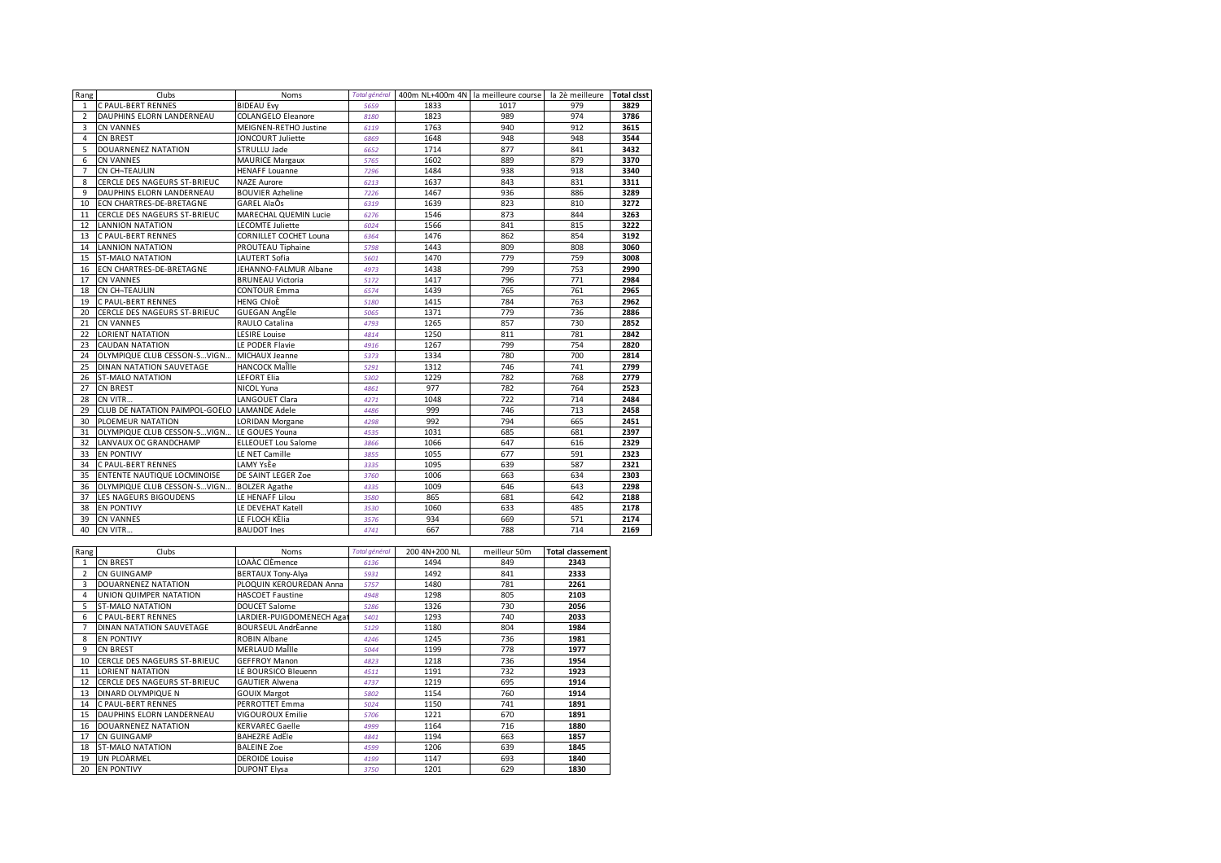| Rang | Clubs | Noms | Total général | 400m NL+400m 4N | la meilleure course | la 2è meilleure | Total clsst |
|---|---|---|---|---|---|---|---|
| 1 | C PAUL-BERT RENNES | BIDEAU Evy | 5659 | 1833 | 1017 | 979 | 3829 |
| 2 | DAUPHINS ELORN LANDERNEAU | COLANGELO Eleanore | 8180 | 1823 | 989 | 974 | 3786 |
| 3 | CN VANNES | MEIGNEN-RETHO Justine | 6119 | 1763 | 940 | 912 | 3615 |
| 4 | CN BREST | JONCOURT Juliette | 6869 | 1648 | 948 | 948 | 3544 |
| 5 | DOUARNENEZ NATATION | STRULLU Jade | 6652 | 1714 | 877 | 841 | 3432 |
| 6 | CN VANNES | MAURICE Margaux | 5765 | 1602 | 889 | 879 | 3370 |
| 7 | CN CH¬TEAULIN | HENAFF Louanne | 7296 | 1484 | 938 | 918 | 3340 |
| 8 | CERCLE DES NAGEURS ST-BRIEUC | NAZE Aurore | 6213 | 1637 | 843 | 831 | 3311 |
| 9 | DAUPHINS ELORN LANDERNEAU | BOUVIER Azheline | 7226 | 1467 | 936 | 886 | 3289 |
| 10 | ECN CHARTRES-DE-BRETAGNE | GAREL AlaÔs | 6319 | 1639 | 823 | 810 | 3272 |
| 11 | CERCLE DES NAGEURS ST-BRIEUC | MARECHAL QUEMIN Lucie | 6276 | 1546 | 873 | 844 | 3263 |
| 12 | LANNION NATATION | LECOMTE Juliette | 6024 | 1566 | 841 | 815 | 3222 |
| 13 | C PAUL-BERT RENNES | CORNILLET COCHET Louna | 6364 | 1476 | 862 | 854 | 3192 |
| 14 | LANNION NATATION | PROUTEAU Tiphaine | 5798 | 1443 | 809 | 808 | 3060 |
| 15 | ST-MALO NATATION | LAUTERT Sofia | 5601 | 1470 | 779 | 759 | 3008 |
| 16 | ECN CHARTRES-DE-BRETAGNE | JEHANNO-FALMUR Albane | 4973 | 1438 | 799 | 753 | 2990 |
| 17 | CN VANNES | BRUNEAU Victoria | 5172 | 1417 | 796 | 771 | 2984 |
| 18 | CN CH¬TEAULIN | CONTOUR Emma | 6574 | 1439 | 765 | 761 | 2965 |
| 19 | C PAUL-BERT RENNES | HENG ChloÈ | 5180 | 1415 | 784 | 763 | 2962 |
| 20 | CERCLE DES NAGEURS ST-BRIEUC | GUEGAN AngÈle | 5065 | 1371 | 779 | 736 | 2886 |
| 21 | CN VANNES | RAULO Catalina | 4793 | 1265 | 857 | 730 | 2852 |
| 22 | LORIENT NATATION | LESIRE Louise | 4814 | 1250 | 811 | 781 | 2842 |
| 23 | CAUDAN NATATION | LE PODER Flavie | 4916 | 1267 | 799 | 754 | 2820 |
| 24 | OLYMPIQUE CLUB CESSON-S...VIGN... | MICHAUX Jeanne | 5373 | 1334 | 780 | 700 | 2814 |
| 25 | DINAN NATATION SAUVETAGE | HANCOCK MaÎlle | 5291 | 1312 | 746 | 741 | 2799 |
| 26 | ST-MALO NATATION | LEFORT Elia | 5302 | 1229 | 782 | 768 | 2779 |
| 27 | CN BREST | NICOL Yuna | 4861 | 977 | 782 | 764 | 2523 |
| 28 | CN VITR... | LANGOUET Clara | 4271 | 1048 | 722 | 714 | 2484 |
| 29 | CLUB DE NATATION PAIMPOL-GOELO | LAMANDE Adele | 4486 | 999 | 746 | 713 | 2458 |
| 30 | PLOEMEUR NATATION | LORIDAN Morgane | 4298 | 992 | 794 | 665 | 2451 |
| 31 | OLYMPIQUE CLUB CESSON-S...VIGN... | LE GOUES Youna | 4535 | 1031 | 685 | 681 | 2397 |
| 32 | LANVAUX OC GRANDCHAMP | ELLEOUET Lou Salome | 3866 | 1066 | 647 | 616 | 2329 |
| 33 | EN PONTIVY | LE NET Camille | 3855 | 1055 | 677 | 591 | 2323 |
| 34 | C PAUL-BERT RENNES | LAMY YsÈe | 3335 | 1095 | 639 | 587 | 2321 |
| 35 | ENTENTE NAUTIQUE LOCMINOISE | DE SAINT LEGER Zoe | 3760 | 1006 | 663 | 634 | 2303 |
| 36 | OLYMPIQUE CLUB CESSON-S...VIGN... | BOLZER Agathe | 4335 | 1009 | 646 | 643 | 2298 |
| 37 | LES NAGEURS BIGOUDENS | LE HENAFF Lilou | 3580 | 865 | 681 | 642 | 2188 |
| 38 | EN PONTIVY | LE DEVEHAT Katell | 3530 | 1060 | 633 | 485 | 2178 |
| 39 | CN VANNES | LE FLOCH KÈlia | 3576 | 934 | 669 | 571 | 2174 |
| 40 | CN VITR... | BAUDOT Ines | 4741 | 667 | 788 | 714 | 2169 |

| Rang | Clubs | Noms | Total général | 200 4N+200 NL | meilleur 50m | Total classement |
|---|---|---|---|---|---|---|
| 1 | CN BREST | LOAÀC ClÈmence | 6136 | 1494 | 849 | 2343 |
| 2 | CN GUINGAMP | BERTAUX Tony-Alya | 5931 | 1492 | 841 | 2333 |
| 3 | DOUARNENEZ NATATION | PLOQUIN KEROUREDAN Anna | 5757 | 1480 | 781 | 2261 |
| 4 | UNION QUIMPER NATATION | HASCOET Faustine | 4948 | 1298 | 805 | 2103 |
| 5 | ST-MALO NATATION | DOUCET Salome | 5286 | 1326 | 730 | 2056 |
| 6 | C PAUL-BERT RENNES | LARDIER-PUIGDOMENECH Agat | 5401 | 1293 | 740 | 2033 |
| 7 | DINAN NATATION SAUVETAGE | BOURSEUL AndrÈanne | 5129 | 1180 | 804 | 1984 |
| 8 | EN PONTIVY | ROBIN Albane | 4246 | 1245 | 736 | 1981 |
| 9 | CN BREST | MERLAUD MaÎlle | 5044 | 1199 | 778 | 1977 |
| 10 | CERCLE DES NAGEURS ST-BRIEUC | GEFFROY Manon | 4823 | 1218 | 736 | 1954 |
| 11 | LORIENT NATATION | LE BOURSICO Bleuenn | 4511 | 1191 | 732 | 1923 |
| 12 | CERCLE DES NAGEURS ST-BRIEUC | GAUTIER Alwena | 4737 | 1219 | 695 | 1914 |
| 13 | DINARD OLYMPIQUE N | GOUIX Margot | 5802 | 1154 | 760 | 1914 |
| 14 | C PAUL-BERT RENNES | PERROTTET Emma | 5024 | 1150 | 741 | 1891 |
| 15 | DAUPHINS ELORN LANDERNEAU | VIGOUROUX Emilie | 5706 | 1221 | 670 | 1891 |
| 16 | DOUARNENEZ NATATION | KERVAREC Gaelle | 4999 | 1164 | 716 | 1880 |
| 17 | CN GUINGAMP | BAHEZRE AdÈle | 4841 | 1194 | 663 | 1857 |
| 18 | ST-MALO NATATION | BALEINE Zoe | 4599 | 1206 | 639 | 1845 |
| 19 | UN PLOÀRMEL | DEROIDE Louise | 4199 | 1147 | 693 | 1840 |
| 20 | EN PONTIVY | DUPONT Elysa | 3750 | 1201 | 629 | 1830 |